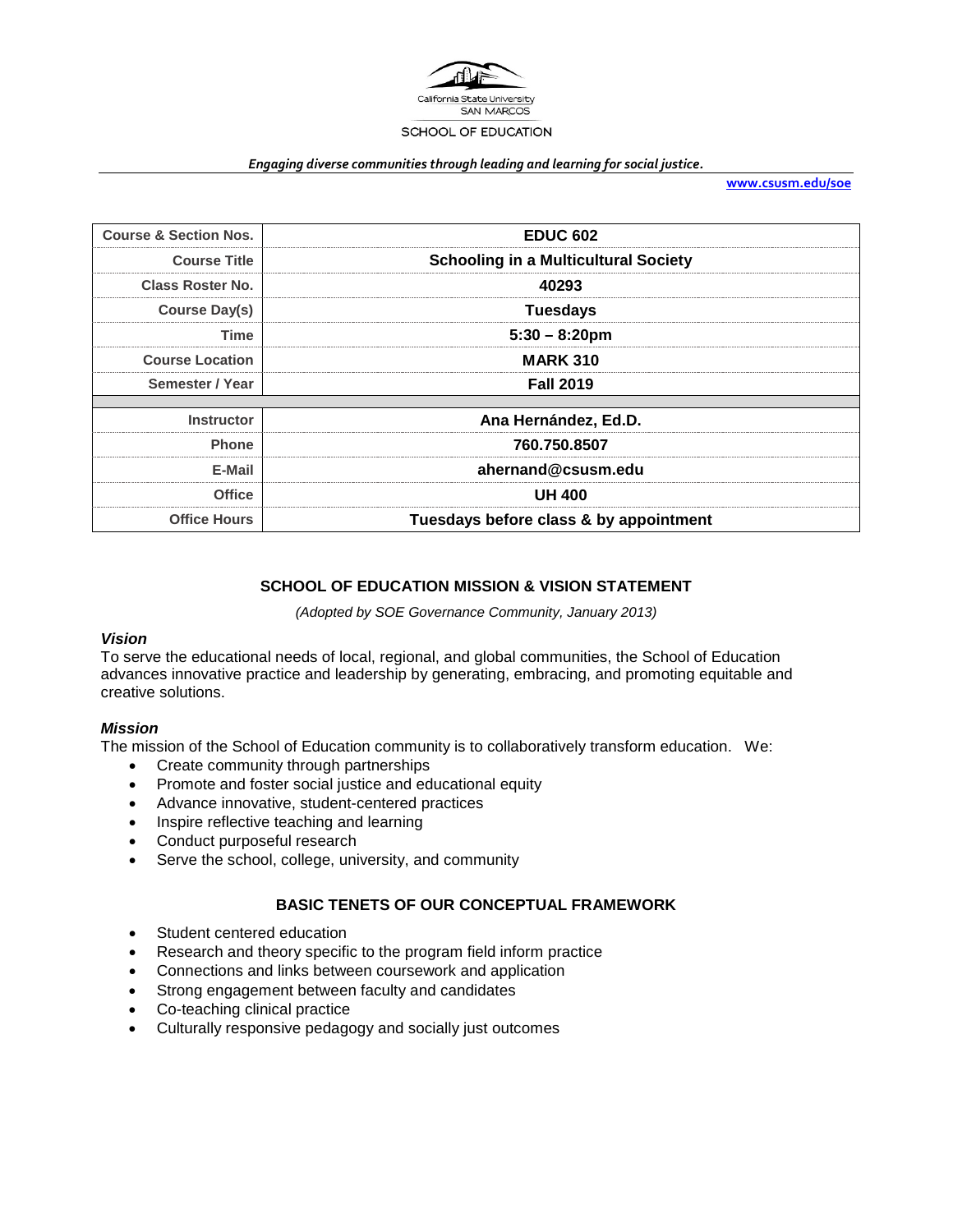California State University SAN MARCOS

SCHOOL OF EDUCATION

*Engaging diverse communities through leading and learning for social justice.*

www.csusm.edu/soe

| Course & Section Nos. | EDUC 602 |
|---|---|
| Course Title | Schooling in a Multicultural Society |
| Class Roster No. | 40293 |
| Course Day(s) | Tuesdays |
| Time | 5:30 – 8:20pm |
| Course Location | MARK 310 |
| Semester / Year | Fall 2019 |
| | |
| Instructor | Ana Hernández, Ed.D. |
| Phone | 760.750.8507 |
| E-Mail | ahernand@csusm.edu |
| Office | UH 400 |
| Office Hours | Tuesdays before class & by appointment |

## SCHOOL OF EDUCATION MISSION & VISION STATEMENT

*(Adopted by SOE Governance Community, January 2013)*

### *Vision*

To serve the educational needs of local, regional, and global communities, the School of Education advances innovative practice and leadership by generating, embracing, and promoting equitable and creative solutions.

### *Mission*

The mission of the School of Education community is to collaboratively transform education. We:

- Create community through partnerships
- Promote and foster social justice and educational equity
- Advance innovative, student-centered practices
- Inspire reflective teaching and learning
- Conduct purposeful research
- Serve the school, college, university, and community

## BASIC TENETS OF OUR CONCEPTUAL FRAMEWORK

- Student centered education
- Research and theory specific to the program field inform practice
- Connections and links between coursework and application
- Strong engagement between faculty and candidates
- Co-teaching clinical practice
- Culturally responsive pedagogy and socially just outcomes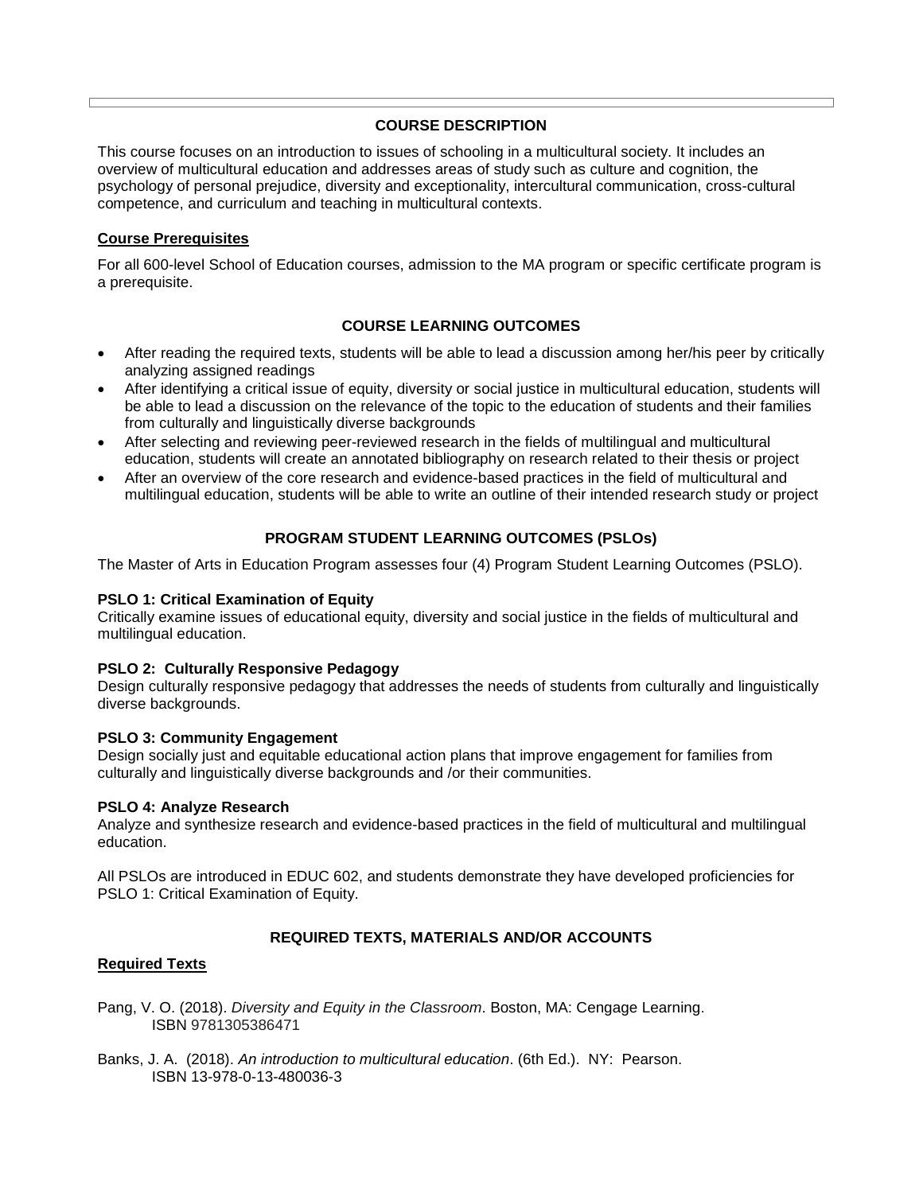## COURSE DESCRIPTION

This course focuses on an introduction to issues of schooling in a multicultural society. It includes an overview of multicultural education and addresses areas of study such as culture and cognition, the psychology of personal prejudice, diversity and exceptionality, intercultural communication, cross-cultural competence, and curriculum and teaching in multicultural contexts.

### Course Prerequisites

For all 600-level School of Education courses, admission to the MA program or specific certificate program is a prerequisite.

## COURSE LEARNING OUTCOMES

- After reading the required texts, students will be able to lead a discussion among her/his peer by critically analyzing assigned readings
- After identifying a critical issue of equity, diversity or social justice in multicultural education, students will be able to lead a discussion on the relevance of the topic to the education of students and their families from culturally and linguistically diverse backgrounds
- After selecting and reviewing peer-reviewed research in the fields of multilingual and multicultural education, students will create an annotated bibliography on research related to their thesis or project
- After an overview of the core research and evidence-based practices in the field of multicultural and multilingual education, students will be able to write an outline of their intended research study or project

## PROGRAM STUDENT LEARNING OUTCOMES (PSLOs)

The Master of Arts in Education Program assesses four (4) Program Student Learning Outcomes (PSLO).

**PSLO 1: Critical Examination of Equity**
Critically examine issues of educational equity, diversity and social justice in the fields of multicultural and multilingual education.

**PSLO 2: Culturally Responsive Pedagogy**
Design culturally responsive pedagogy that addresses the needs of students from culturally and linguistically diverse backgrounds.

**PSLO 3: Community Engagement**
Design socially just and equitable educational action plans that improve engagement for families from culturally and linguistically diverse backgrounds and /or their communities.

**PSLO 4: Analyze Research**
Analyze and synthesize research and evidence-based practices in the field of multicultural and multilingual education.

All PSLOs are introduced in EDUC 602, and students demonstrate they have developed proficiencies for PSLO 1: Critical Examination of Equity.

## REQUIRED TEXTS, MATERIALS AND/OR ACCOUNTS

### Required Texts

Pang, V. O. (2018). *Diversity and Equity in the Classroom*. Boston, MA: Cengage Learning.
ISBN 9781305386471

Banks, J. A. (2018). *An introduction to multicultural education*. (6th Ed.). NY: Pearson.
ISBN 13-978-0-13-480036-3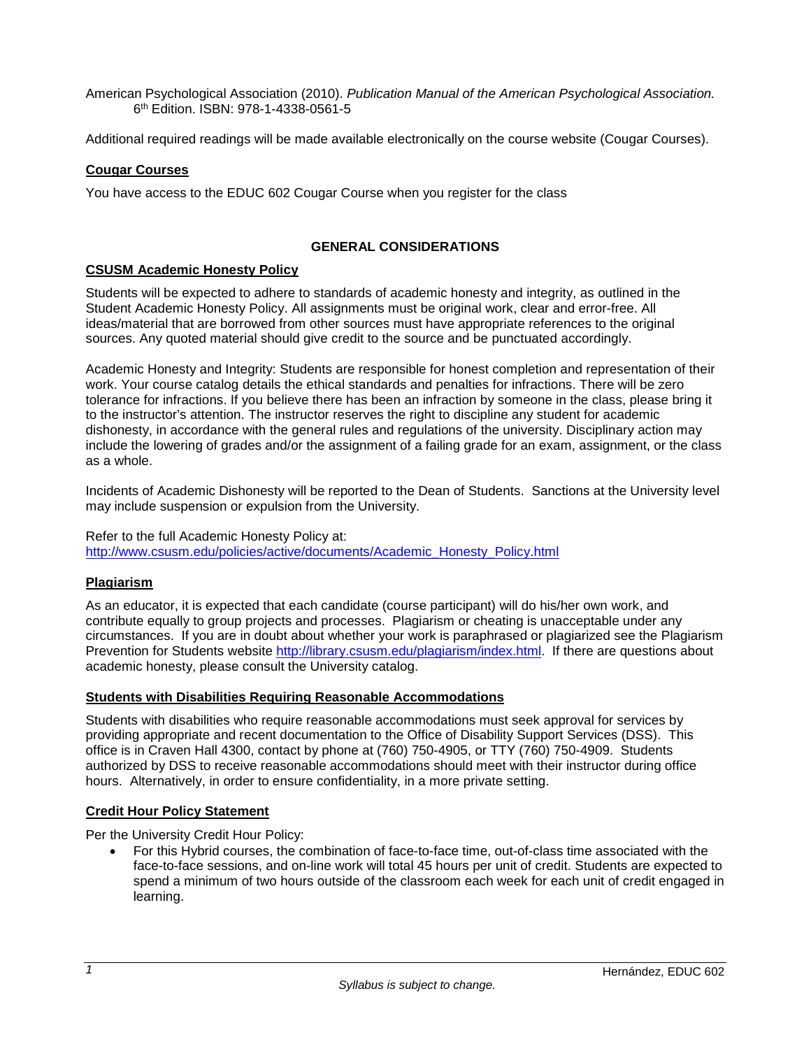American Psychological Association (2010). *Publication Manual of the American Psychological Association.* 6th Edition. ISBN: 978-1-4338-0561-5

Additional required readings will be made available electronically on the course website (Cougar Courses).

## Cougar Courses

You have access to the EDUC 602 Cougar Course when you register for the class

## GENERAL CONSIDERATIONS

### CSUSM Academic Honesty Policy

Students will be expected to adhere to standards of academic honesty and integrity, as outlined in the Student Academic Honesty Policy. All assignments must be original work, clear and error-free. All ideas/material that are borrowed from other sources must have appropriate references to the original sources. Any quoted material should give credit to the source and be punctuated accordingly.

Academic Honesty and Integrity: Students are responsible for honest completion and representation of their work. Your course catalog details the ethical standards and penalties for infractions. There will be zero tolerance for infractions. If you believe there has been an infraction by someone in the class, please bring it to the instructor's attention. The instructor reserves the right to discipline any student for academic dishonesty, in accordance with the general rules and regulations of the university. Disciplinary action may include the lowering of grades and/or the assignment of a failing grade for an exam, assignment, or the class as a whole.

Incidents of Academic Dishonesty will be reported to the Dean of Students. Sanctions at the University level may include suspension or expulsion from the University.

Refer to the full Academic Honesty Policy at:
http://www.csusm.edu/policies/active/documents/Academic_Honesty_Policy.html

### Plagiarism

As an educator, it is expected that each candidate (course participant) will do his/her own work, and contribute equally to group projects and processes. Plagiarism or cheating is unacceptable under any circumstances. If you are in doubt about whether your work is paraphrased or plagiarized see the Plagiarism Prevention for Students website http://library.csusm.edu/plagiarism/index.html. If there are questions about academic honesty, please consult the University catalog.

### Students with Disabilities Requiring Reasonable Accommodations

Students with disabilities who require reasonable accommodations must seek approval for services by providing appropriate and recent documentation to the Office of Disability Support Services (DSS). This office is in Craven Hall 4300, contact by phone at (760) 750-4905, or TTY (760) 750-4909. Students authorized by DSS to receive reasonable accommodations should meet with their instructor during office hours. Alternatively, in order to ensure confidentiality, in a more private setting.

### Credit Hour Policy Statement

Per the University Credit Hour Policy:

- For this Hybrid courses, the combination of face-to-face time, out-of-class time associated with the face-to-face sessions, and on-line work will total 45 hours per unit of credit. Students are expected to spend a minimum of two hours outside of the classroom each week for each unit of credit engaged in learning.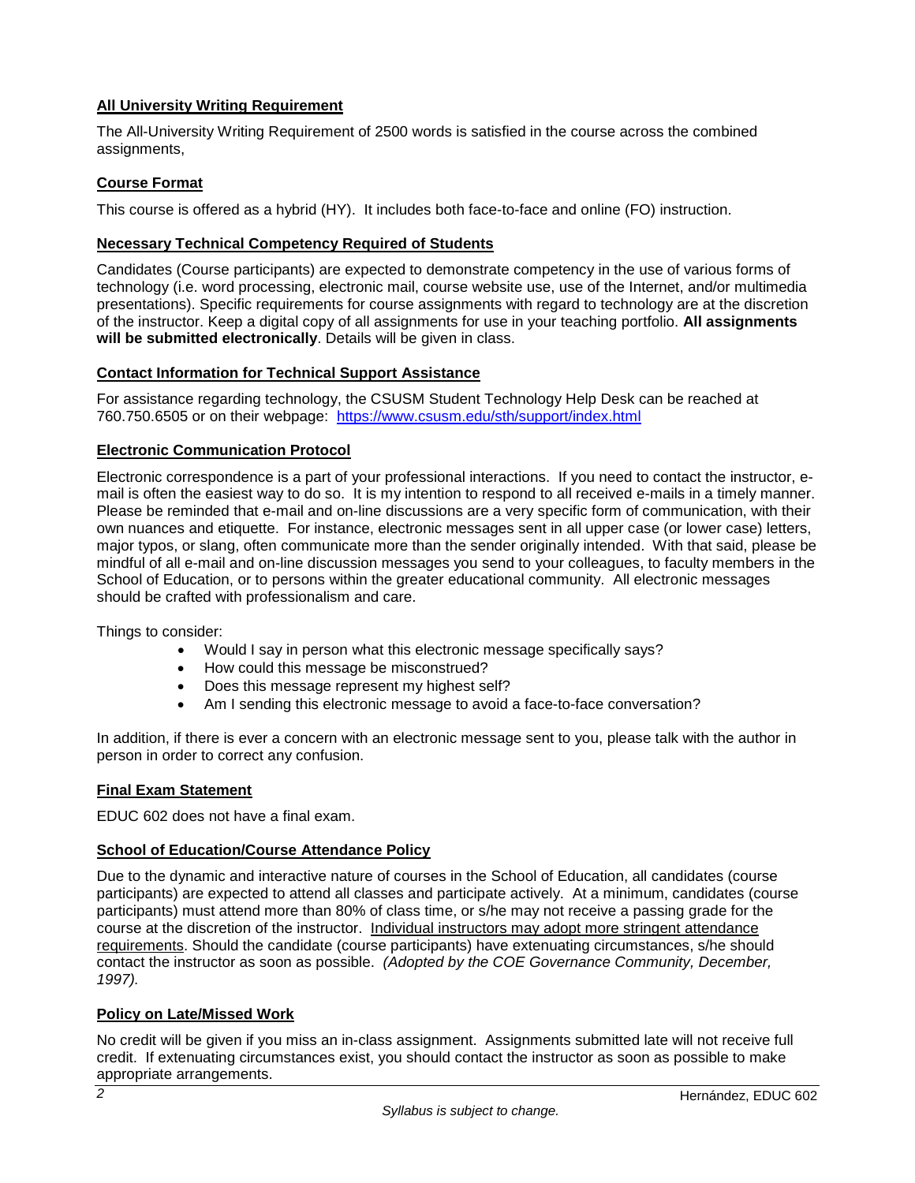## All University Writing Requirement

The All-University Writing Requirement of 2500 words is satisfied in the course across the combined assignments,

## Course Format

This course is offered as a hybrid (HY). It includes both face-to-face and online (FO) instruction.

## Necessary Technical Competency Required of Students

Candidates (Course participants) are expected to demonstrate competency in the use of various forms of technology (i.e. word processing, electronic mail, course website use, use of the Internet, and/or multimedia presentations). Specific requirements for course assignments with regard to technology are at the discretion of the instructor. Keep a digital copy of all assignments for use in your teaching portfolio. **All assignments will be submitted electronically**. Details will be given in class.

## Contact Information for Technical Support Assistance

For assistance regarding technology, the CSUSM Student Technology Help Desk can be reached at 760.750.6505 or on their webpage: https://www.csusm.edu/sth/support/index.html

## Electronic Communication Protocol

Electronic correspondence is a part of your professional interactions. If you need to contact the instructor, e-mail is often the easiest way to do so. It is my intention to respond to all received e-mails in a timely manner. Please be reminded that e-mail and on-line discussions are a very specific form of communication, with their own nuances and etiquette. For instance, electronic messages sent in all upper case (or lower case) letters, major typos, or slang, often communicate more than the sender originally intended. With that said, please be mindful of all e-mail and on-line discussion messages you send to your colleagues, to faculty members in the School of Education, or to persons within the greater educational community. All electronic messages should be crafted with professionalism and care.

Things to consider:

- Would I say in person what this electronic message specifically says?
- How could this message be misconstrued?
- Does this message represent my highest self?
- Am I sending this electronic message to avoid a face-to-face conversation?

In addition, if there is ever a concern with an electronic message sent to you, please talk with the author in person in order to correct any confusion.

## Final Exam Statement

EDUC 602 does not have a final exam.

## School of Education/Course Attendance Policy

Due to the dynamic and interactive nature of courses in the School of Education, all candidates (course participants) are expected to attend all classes and participate actively. At a minimum, candidates (course participants) must attend more than 80% of class time, or s/he may not receive a passing grade for the course at the discretion of the instructor. Individual instructors may adopt more stringent attendance requirements. Should the candidate (course participants) have extenuating circumstances, s/he should contact the instructor as soon as possible. *(Adopted by the COE Governance Community, December, 1997).*

## Policy on Late/Missed Work

No credit will be given if you miss an in-class assignment. Assignments submitted late will not receive full credit. If extenuating circumstances exist, you should contact the instructor as soon as possible to make appropriate arrangements.

*Syllabus is subject to change.*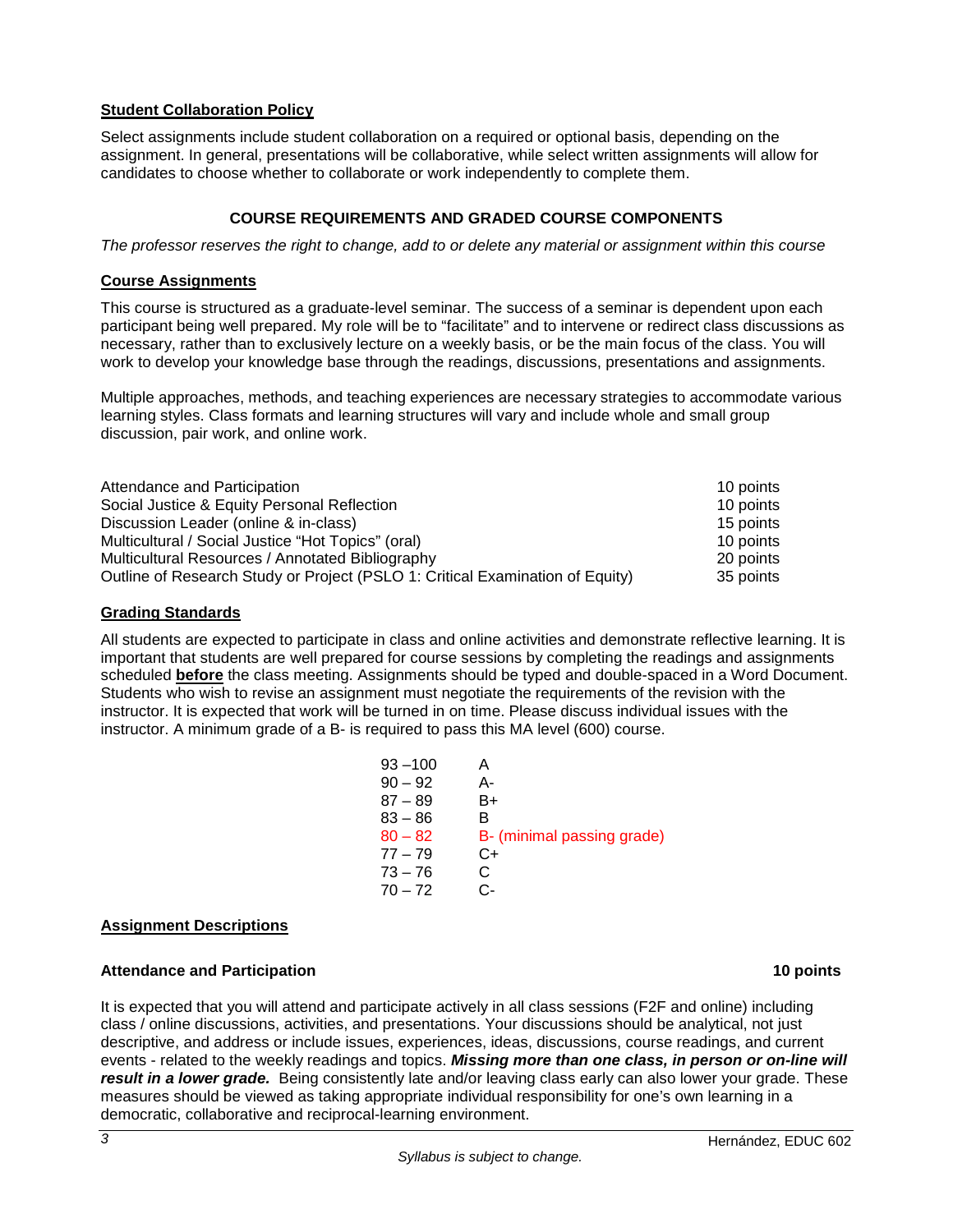**Student Collaboration Policy**

Select assignments include student collaboration on a required or optional basis, depending on the assignment. In general, presentations will be collaborative, while select written assignments will allow for candidates to choose whether to collaborate or work independently to complete them.

## COURSE REQUIREMENTS AND GRADED COURSE COMPONENTS

*The professor reserves the right to change, add to or delete any material or assignment within this course*

**Course Assignments**

This course is structured as a graduate-level seminar. The success of a seminar is dependent upon each participant being well prepared. My role will be to "facilitate" and to intervene or redirect class discussions as necessary, rather than to exclusively lecture on a weekly basis, or be the main focus of the class. You will work to develop your knowledge base through the readings, discussions, presentations and assignments.

Multiple approaches, methods, and teaching experiences are necessary strategies to accommodate various learning styles. Class formats and learning structures will vary and include whole and small group discussion, pair work, and online work.

| Assignment | Points |
|---|---|
| Attendance and Participation | 10 points |
| Social Justice & Equity Personal Reflection | 10 points |
| Discussion Leader (online & in-class) | 15 points |
| Multicultural / Social Justice "Hot Topics" (oral) | 10 points |
| Multicultural Resources / Annotated Bibliography | 20 points |
| Outline of Research Study or Project (PSLO 1: Critical Examination of Equity) | 35 points |

**Grading Standards**

All students are expected to participate in class and online activities and demonstrate reflective learning. It is important that students are well prepared for course sessions by completing the readings and assignments scheduled **before** the class meeting. Assignments should be typed and double-spaced in a Word Document. Students who wish to revise an assignment must negotiate the requirements of the revision with the instructor. It is expected that work will be turned in on time. Please discuss individual issues with the instructor. A minimum grade of a B- is required to pass this MA level (600) course.

| Range | Grade |
|---|---|
| 93 –100 | A |
| 90 – 92 | A- |
| 87 – 89 | B+ |
| 83 – 86 | B |
| 80 – 82 | B- (minimal passing grade) |
| 77 – 79 | C+ |
| 73 – 76 | C |
| 70 – 72 | C- |

**Assignment Descriptions**

**Attendance and Participation** **10 points**

It is expected that you will attend and participate actively in all class sessions (F2F and online) including class / online discussions, activities, and presentations. Your discussions should be analytical, not just descriptive, and address or include issues, experiences, ideas, discussions, course readings, and current events - related to the weekly readings and topics. ***Missing more than one class, in person or on-line will result in a lower grade.*** Being consistently late and/or leaving class early can also lower your grade. These measures should be viewed as taking appropriate individual responsibility for one's own learning in a democratic, collaborative and reciprocal-learning environment.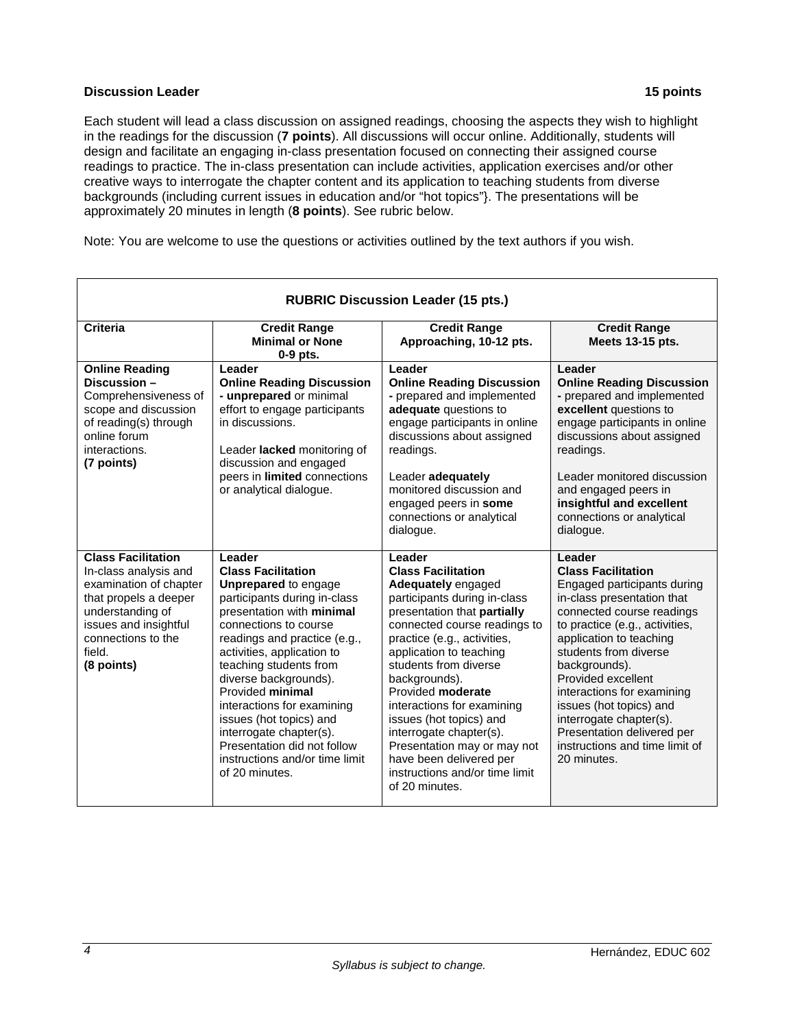**Discussion Leader** **15 points**

Each student will lead a class discussion on assigned readings, choosing the aspects they wish to highlight in the readings for the discussion (**7 points**). All discussions will occur online. Additionally, students will design and facilitate an engaging in-class presentation focused on connecting their assigned course readings to practice. The in-class presentation can include activities, application exercises and/or other creative ways to interrogate the chapter content and its application to teaching students from diverse backgrounds (including current issues in education and/or "hot topics"}. The presentations will be approximately 20 minutes in length (**8 points**). See rubric below.

Note: You are welcome to use the questions or activities outlined by the text authors if you wish.

**RUBRIC Discussion Leader (15 pts.)**

| Criteria | Credit Range Minimal or None 0-9 pts. | Credit Range Approaching, 10-12 pts. | Credit Range Meets 13-15 pts. |
|---|---|---|---|
| **Online Reading Discussion –** Comprehensiveness of scope and discussion of reading(s) through online forum interactions. **(7 points)** | **Leader Online Reading Discussion - unprepared** or minimal effort to engage participants in discussions. Leader **lacked** monitoring of discussion and engaged peers in **limited** connections or analytical dialogue. | **Leader Online Reading Discussion -** prepared and implemented **adequate** questions to engage participants in online discussions about assigned readings. Leader **adequately** monitored discussion and engaged peers in **some** connections or analytical dialogue. | **Leader Online Reading Discussion -** prepared and implemented **excellent** questions to engage participants in online discussions about assigned readings. Leader monitored discussion and engaged peers in **insightful and excellent** connections or analytical dialogue. |
| **Class Facilitation** In-class analysis and examination of chapter that propels a deeper understanding of issues and insightful connections to the field. **(8 points)** | **Leader Class Facilitation Unprepared** to engage participants during in-class presentation with **minimal** connections to course readings and practice (e.g., activities, application to teaching students from diverse backgrounds). Provided **minimal** interactions for examining issues (hot topics) and interrogate chapter(s). Presentation did not follow instructions and/or time limit of 20 minutes. | **Leader Class Facilitation Adequately** engaged participants during in-class presentation that **partially** connected course readings to practice (e.g., activities, application to teaching students from diverse backgrounds). Provided **moderate** interactions for examining issues (hot topics) and interrogate chapter(s). Presentation may or may not have been delivered per instructions and/or time limit of 20 minutes. | **Leader Class Facilitation** Engaged participants during in-class presentation that connected course readings to practice (e.g., activities, application to teaching students from diverse backgrounds). Provided excellent interactions for examining issues (hot topics) and interrogate chapter(s). Presentation delivered per instructions and time limit of 20 minutes. |

*Syllabus is subject to change.*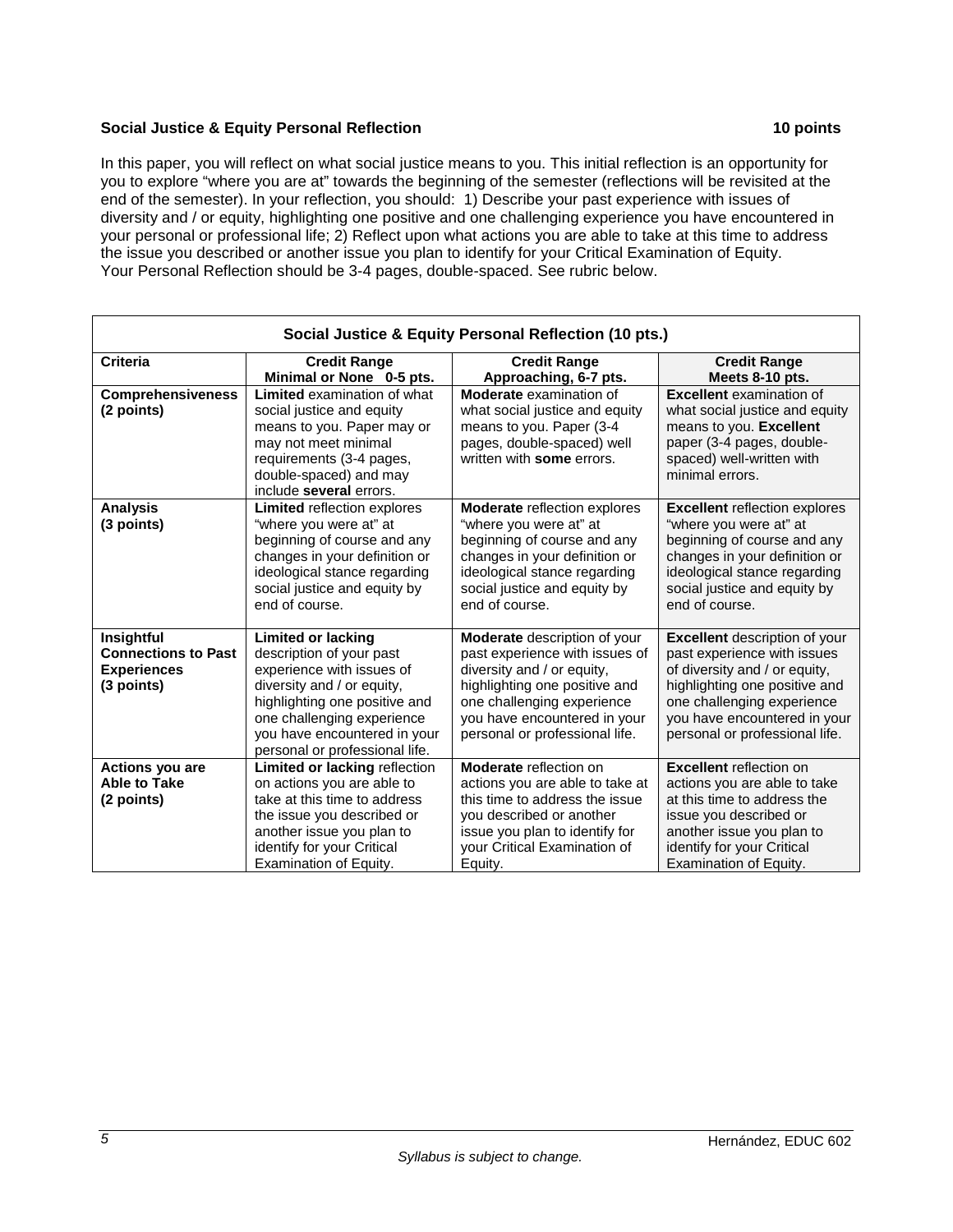**Social Justice & Equity Personal Reflection** **10 points**

In this paper, you will reflect on what social justice means to you. This initial reflection is an opportunity for you to explore "where you are at" towards the beginning of the semester (reflections will be revisited at the end of the semester). In your reflection, you should: 1) Describe your past experience with issues of diversity and / or equity, highlighting one positive and one challenging experience you have encountered in your personal or professional life; 2) Reflect upon what actions you are able to take at this time to address the issue you described or another issue you plan to identify for your Critical Examination of Equity. Your Personal Reflection should be 3-4 pages, double-spaced. See rubric below.

| **Social Justice & Equity Personal Reflection (10 pts.)** | | | |
|---|---|---|---|
| **Criteria** | **Credit Range Minimal or None 0-5 pts.** | **Credit Range Approaching, 6-7 pts.** | **Credit Range Meets 8-10 pts.** |
| **Comprehensiveness (2 points)** | **Limited** examination of what social justice and equity means to you. Paper may or may not meet minimal requirements (3-4 pages, double-spaced) and may include **several** errors. | **Moderate** examination of what social justice and equity means to you. Paper (3-4 pages, double-spaced) well written with **some** errors. | **Excellent** examination of what social justice and equity means to you. **Excellent** paper (3-4 pages, double-spaced) well-written with minimal errors. |
| **Analysis (3 points)** | **Limited** reflection explores "where you were at" at beginning of course and any changes in your definition or ideological stance regarding social justice and equity by end of course. | **Moderate** reflection explores "where you were at" at beginning of course and any changes in your definition or ideological stance regarding social justice and equity by end of course. | **Excellent** reflection explores "where you were at" at beginning of course and any changes in your definition or ideological stance regarding social justice and equity by end of course. |
| **Insightful Connections to Past Experiences (3 points)** | **Limited or lacking** description of your past experience with issues of diversity and / or equity, highlighting one positive and one challenging experience you have encountered in your personal or professional life. | **Moderate** description of your past experience with issues of diversity and / or equity, highlighting one positive and one challenging experience you have encountered in your personal or professional life. | **Excellent** description of your past experience with issues of diversity and / or equity, highlighting one positive and one challenging experience you have encountered in your personal or professional life. |
| **Actions you are Able to Take (2 points)** | **Limited or lacking** reflection on actions you are able to take at this time to address the issue you described or another issue you plan to identify for your Critical Examination of Equity. | **Moderate** reflection on actions you are able to take at this time to address the issue you described or another issue you plan to identify for your Critical Examination of Equity. | **Excellent** reflection on actions you are able to take at this time to address the issue you described or another issue you plan to identify for your Critical Examination of Equity. |

*Syllabus is subject to change.*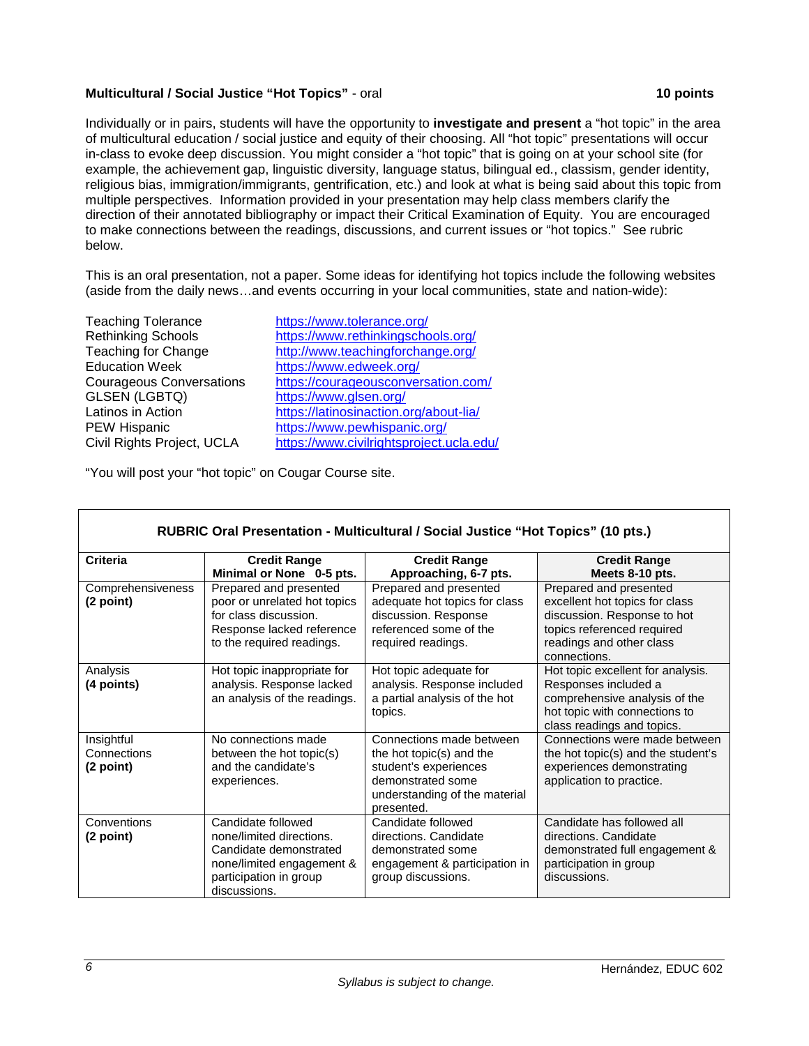**Multicultural / Social Justice "Hot Topics"** - oral **10 points**

Individually or in pairs, students will have the opportunity to **investigate and present** a "hot topic" in the area of multicultural education / social justice and equity of their choosing. All "hot topic" presentations will occur in-class to evoke deep discussion. You might consider a "hot topic" that is going on at your school site (for example, the achievement gap, linguistic diversity, language status, bilingual ed., classism, gender identity, religious bias, immigration/immigrants, gentrification, etc.) and look at what is being said about this topic from multiple perspectives. Information provided in your presentation may help class members clarify the direction of their annotated bibliography or impact their Critical Examination of Equity. You are encouraged to make connections between the readings, discussions, and current issues or "hot topics." See rubric below.

This is an oral presentation, not a paper. Some ideas for identifying hot topics include the following websites (aside from the daily news…and events occurring in your local communities, state and nation-wide):

| | |
|---|---|
| Teaching Tolerance | https://www.tolerance.org/ |
| Rethinking Schools | https://www.rethinkingschools.org/ |
| Teaching for Change | http://www.teachingforchange.org/ |
| Education Week | https://www.edweek.org/ |
| Courageous Conversations | https://courageousconversation.com/ |
| GLSEN (LGBTQ) | https://www.glsen.org/ |
| Latinos in Action | https://latinosinaction.org/about-lia/ |
| PEW Hispanic | https://www.pewhispanic.org/ |
| Civil Rights Project, UCLA | https://www.civilrightsproject.ucla.edu/ |

"You will post your "hot topic" on Cougar Course site.

**RUBRIC Oral Presentation - Multicultural / Social Justice "Hot Topics" (10 pts.)**

| **Criteria** | **Credit Range Minimal or None 0-5 pts.** | **Credit Range Approaching, 6-7 pts.** | **Credit Range Meets 8-10 pts.** |
|---|---|---|---|
| Comprehensiveness **(2 point)** | Prepared and presented poor or unrelated hot topics for class discussion. Response lacked reference to the required readings. | Prepared and presented adequate hot topics for class discussion. Response referenced some of the required readings. | Prepared and presented excellent hot topics for class discussion. Response to hot topics referenced required readings and other class connections. |
| Analysis **(4 points)** | Hot topic inappropriate for analysis. Response lacked an analysis of the readings. | Hot topic adequate for analysis. Response included a partial analysis of the hot topics. | Hot topic excellent for analysis. Responses included a comprehensive analysis of the hot topic with connections to class readings and topics. |
| Insightful Connections **(2 point)** | No connections made between the hot topic(s) and the candidate's experiences. | Connections made between the hot topic(s) and the student's experiences demonstrated some understanding of the material presented. | Connections were made between the hot topic(s) and the student's experiences demonstrating application to practice. |
| Conventions **(2 point)** | Candidate followed none/limited directions. Candidate demonstrated none/limited engagement & participation in group discussions. | Candidate followed directions. Candidate demonstrated some engagement & participation in group discussions. | Candidate has followed all directions. Candidate demonstrated full engagement & participation in group discussions. |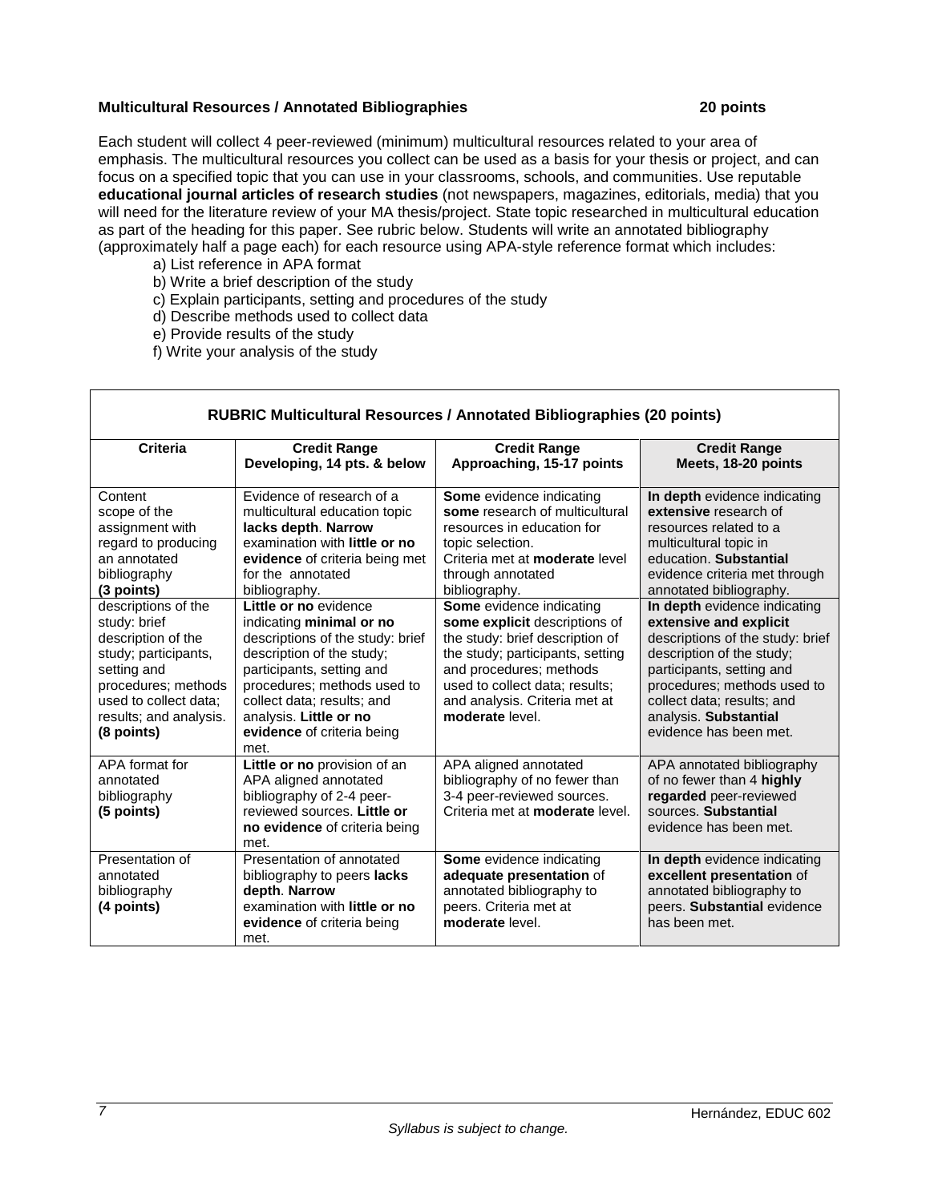**Multicultural Resources / Annotated Bibliographies 20 points**

Each student will collect 4 peer-reviewed (minimum) multicultural resources related to your area of emphasis. The multicultural resources you collect can be used as a basis for your thesis or project, and can focus on a specified topic that you can use in your classrooms, schools, and communities. Use reputable **educational journal articles of research studies** (not newspapers, magazines, editorials, media) that you will need for the literature review of your MA thesis/project. State topic researched in multicultural education as part of the heading for this paper. See rubric below. Students will write an annotated bibliography (approximately half a page each) for each resource using APA-style reference format which includes:

a) List reference in APA format
b) Write a brief description of the study
c) Explain participants, setting and procedures of the study
d) Describe methods used to collect data
e) Provide results of the study
f) Write your analysis of the study

**RUBRIC Multicultural Resources / Annotated Bibliographies (20 points)**

| Criteria | Credit Range Developing, 14 pts. & below | Credit Range Approaching, 15-17 points | Credit Range Meets, 18-20 points |
|---|---|---|---|
| Content scope of the assignment with regard to producing an annotated bibliography **(3 points)** | Evidence of research of a multicultural education topic **lacks depth**. **Narrow** examination with **little or no evidence** of criteria being met for the annotated bibliography. | **Some** evidence indicating **some** research of multicultural resources in education for topic selection. Criteria met at **moderate** level through annotated bibliography. | **In depth** evidence indicating **extensive** research of resources related to a multicultural topic in education. **Substantial** evidence criteria met through annotated bibliography. |
| descriptions of the study: brief description of the study; participants, setting and procedures; methods used to collect data; results; and analysis. **(8 points)** | **Little or no** evidence indicating **minimal or no** descriptions of the study: brief description of the study; participants, setting and procedures; methods used to collect data; results; and analysis. **Little or no evidence** of criteria being met. | **Some** evidence indicating **some explicit** descriptions of the study: brief description of the study; participants, setting and procedures; methods used to collect data; results; and analysis. Criteria met at **moderate** level. | **In depth** evidence indicating **extensive and explicit** descriptions of the study: brief description of the study; participants, setting and procedures; methods used to collect data; results; and analysis. **Substantial** evidence has been met. |
| APA format for annotated bibliography **(5 points)** | **Little or no** provision of an APA aligned annotated bibliography of 2-4 peer-reviewed sources. **Little or no evidence** of criteria being met. | APA aligned annotated bibliography of no fewer than 3-4 peer-reviewed sources. Criteria met at **moderate** level. | APA annotated bibliography of no fewer than 4 **highly regarded** peer-reviewed sources. **Substantial** evidence has been met. |
| Presentation of annotated bibliography **(4 points)** | Presentation of annotated bibliography to peers **lacks depth**. **Narrow** examination with **little or no evidence** of criteria being met. | **Some** evidence indicating **adequate presentation** of annotated bibliography to peers. Criteria met at **moderate** level. | **In depth** evidence indicating **excellent presentation** of annotated bibliography to peers. **Substantial** evidence has been met. |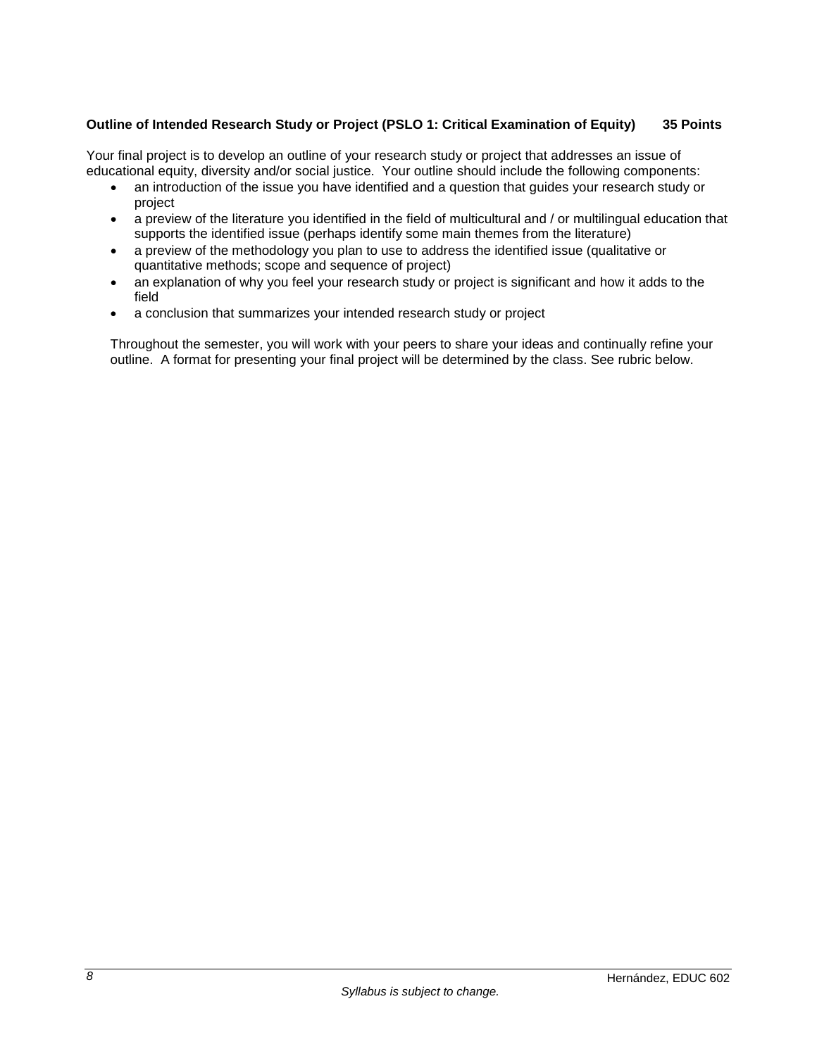**Outline of Intended Research Study or Project (PSLO 1: Critical Examination of Equity) 35 Points**

Your final project is to develop an outline of your research study or project that addresses an issue of educational equity, diversity and/or social justice. Your outline should include the following components:

- an introduction of the issue you have identified and a question that guides your research study or project
- a preview of the literature you identified in the field of multicultural and / or multilingual education that supports the identified issue (perhaps identify some main themes from the literature)
- a preview of the methodology you plan to use to address the identified issue (qualitative or quantitative methods; scope and sequence of project)
- an explanation of why you feel your research study or project is significant and how it adds to the field
- a conclusion that summarizes your intended research study or project

Throughout the semester, you will work with your peers to share your ideas and continually refine your outline. A format for presenting your final project will be determined by the class. See rubric below.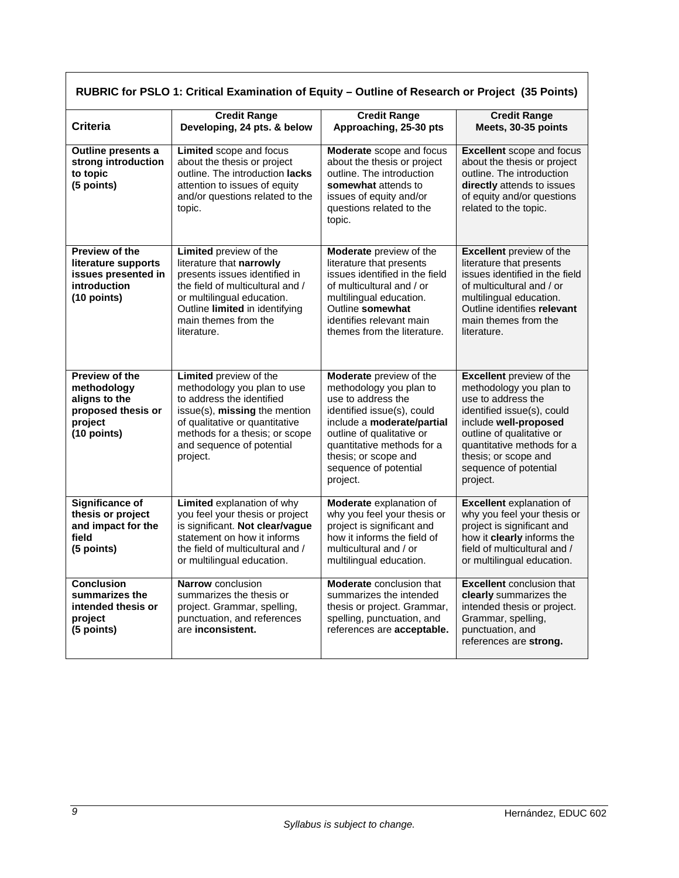| RUBRIC for PSLO 1: Critical Examination of Equity – Outline of Research or Project (35 Points) | | | |
|---|---|---|---|
| **Criteria** | **Credit Range Developing, 24 pts. & below** | **Credit Range Approaching, 25-30 pts** | **Credit Range Meets, 30-35 points** |
| **Outline presents a strong introduction to topic (5 points)** | **Limited** scope and focus about the thesis or project outline. The introduction **lacks** attention to issues of equity and/or questions related to the topic. | **Moderate** scope and focus about the thesis or project outline. The introduction **somewhat** attends to issues of equity and/or questions related to the topic. | **Excellent** scope and focus about the thesis or project outline. The introduction **directly** attends to issues of equity and/or questions related to the topic. |
| **Preview of the literature supports issues presented in introduction (10 points)** | **Limited** preview of the literature that **narrowly** presents issues identified in the field of multicultural and / or multilingual education. Outline **limited** in identifying main themes from the literature. | **Moderate** preview of the literature that presents issues identified in the field of multicultural and / or multilingual education. Outline **somewhat** identifies relevant main themes from the literature. | **Excellent** preview of the literature that presents issues identified in the field of multicultural and / or multilingual education. Outline identifies **relevant** main themes from the literature. |
| **Preview of the methodology aligns to the proposed thesis or project (10 points)** | **Limited** preview of the methodology you plan to use to address the identified issue(s), **missing** the mention of qualitative or quantitative methods for a thesis; or scope and sequence of potential project. | **Moderate** preview of the methodology you plan to use to address the identified issue(s), could include a **moderate/partial** outline of qualitative or quantitative methods for a thesis; or scope and sequence of potential project. | **Excellent** preview of the methodology you plan to use to address the identified issue(s), could include **well-proposed** outline of qualitative or quantitative methods for a thesis; or scope and sequence of potential project. |
| **Significance of thesis or project and impact for the field (5 points)** | **Limited** explanation of why you feel your thesis or project is significant. **Not clear/vague** statement on how it informs the field of multicultural and / or multilingual education. | **Moderate** explanation of why you feel your thesis or project is significant and how it informs the field of multicultural and / or multilingual education. | **Excellent** explanation of why you feel your thesis or project is significant and how it **clearly** informs the field of multicultural and / or multilingual education. |
| **Conclusion summarizes the intended thesis or project (5 points)** | **Narrow** conclusion summarizes the thesis or project. Grammar, spelling, punctuation, and references are **inconsistent.** | **Moderate** conclusion that summarizes the intended thesis or project. Grammar, spelling, punctuation, and references are **acceptable.** | **Excellent** conclusion that **clearly** summarizes the intended thesis or project. Grammar, spelling, punctuation, and references are **strong.** |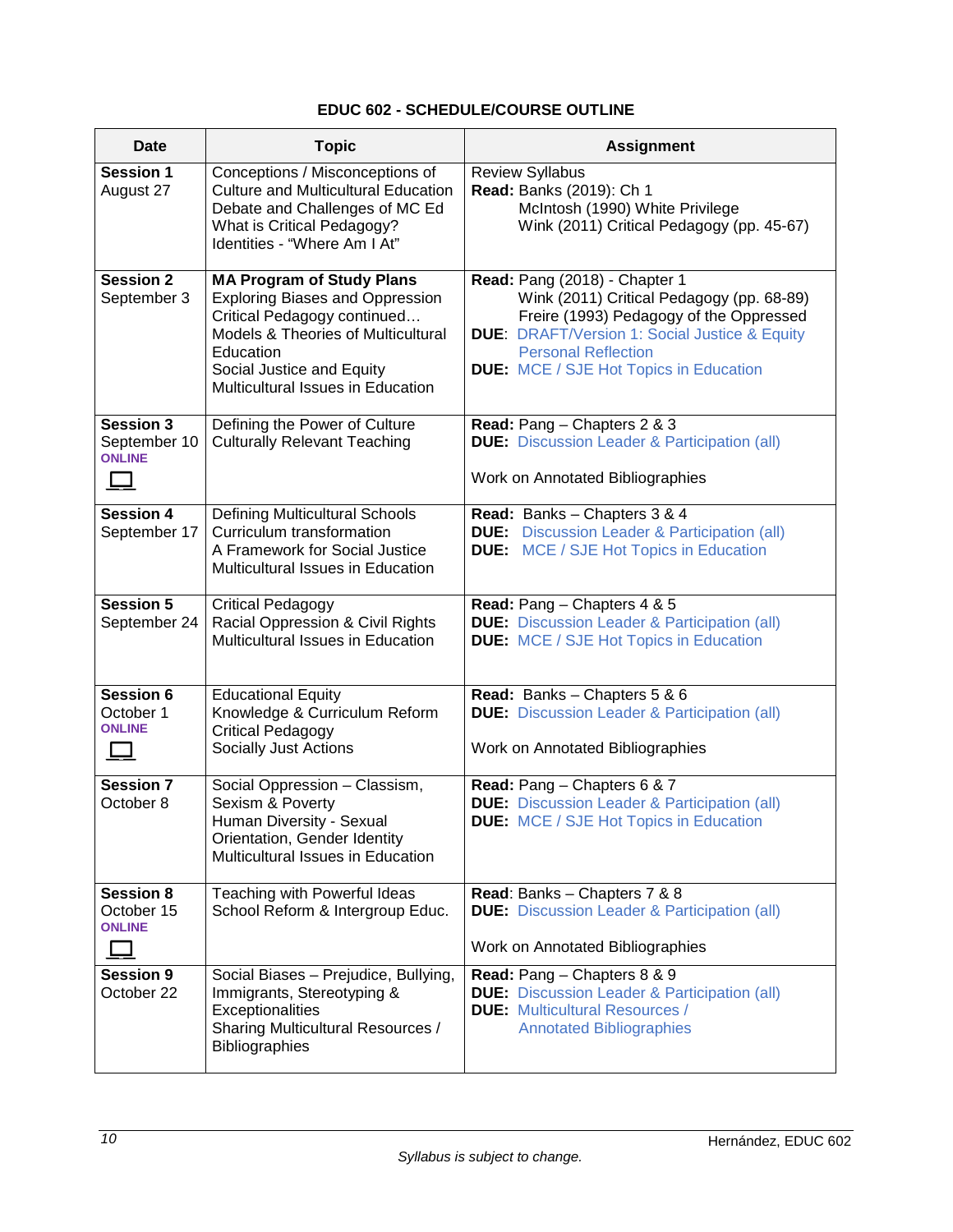**EDUC 602 - SCHEDULE/COURSE OUTLINE**

| Date | Topic | Assignment |
|---|---|---|
| **Session 1**<br>August 27 | Conceptions / Misconceptions of Culture and Multicultural Education<br>Debate and Challenges of MC Ed<br>What is Critical Pedagogy?<br>Identities - "Where Am I At" | Review Syllabus<br>**Read:** Banks (2019): Ch 1<br>McIntosh (1990) White Privilege<br>Wink (2011) Critical Pedagogy (pp. 45-67) |
| **Session 2**<br>September 3 | **MA Program of Study Plans**<br>Exploring Biases and Oppression<br>Critical Pedagogy continued…<br>Models & Theories of Multicultural Education<br>Social Justice and Equity<br>Multicultural Issues in Education | **Read:** Pang (2018) - Chapter 1<br>Wink (2011) Critical Pedagogy (pp. 68-89)<br>Freire (1993) Pedagogy of the Oppressed<br>**DUE**: DRAFT/Version 1: Social Justice & Equity Personal Reflection<br>**DUE:** MCE / SJE Hot Topics in Education |
| **Session 3**<br>September 10<br>**ONLINE** | Defining the Power of Culture<br>Culturally Relevant Teaching | **Read:** Pang – Chapters 2 & 3<br>**DUE:** Discussion Leader & Participation (all)<br><br>Work on Annotated Bibliographies |
| **Session 4**<br>September 17 | Defining Multicultural Schools<br>Curriculum transformation<br>A Framework for Social Justice<br>Multicultural Issues in Education | **Read:** Banks – Chapters 3 & 4<br>**DUE:** Discussion Leader & Participation (all)<br>**DUE:** MCE / SJE Hot Topics in Education |
| **Session 5**<br>September 24 | Critical Pedagogy<br>Racial Oppression & Civil Rights<br>Multicultural Issues in Education | **Read:** Pang – Chapters 4 & 5<br>**DUE:** Discussion Leader & Participation (all)<br>**DUE:** MCE / SJE Hot Topics in Education |
| **Session 6**<br>October 1<br>**ONLINE** | Educational Equity<br>Knowledge & Curriculum Reform<br>Critical Pedagogy<br>Socially Just Actions | **Read:** Banks – Chapters 5 & 6<br>**DUE:** Discussion Leader & Participation (all)<br><br>Work on Annotated Bibliographies |
| **Session 7**<br>October 8 | Social Oppression – Classism, Sexism & Poverty<br>Human Diversity - Sexual Orientation, Gender Identity<br>Multicultural Issues in Education | **Read:** Pang – Chapters 6 & 7<br>**DUE:** Discussion Leader & Participation (all)<br>**DUE:** MCE / SJE Hot Topics in Education |
| **Session 8**<br>October 15<br>**ONLINE** | Teaching with Powerful Ideas<br>School Reform & Intergroup Educ. | **Read**: Banks – Chapters 7 & 8<br>**DUE:** Discussion Leader & Participation (all)<br><br>Work on Annotated Bibliographies |
| **Session 9**<br>October 22 | Social Biases – Prejudice, Bullying, Immigrants, Stereotyping & Exceptionalities<br>Sharing Multicultural Resources / Bibliographies | **Read:** Pang – Chapters 8 & 9<br>**DUE:** Discussion Leader & Participation (all)<br>**DUE:** Multicultural Resources / Annotated Bibliographies |

*Syllabus is subject to change.*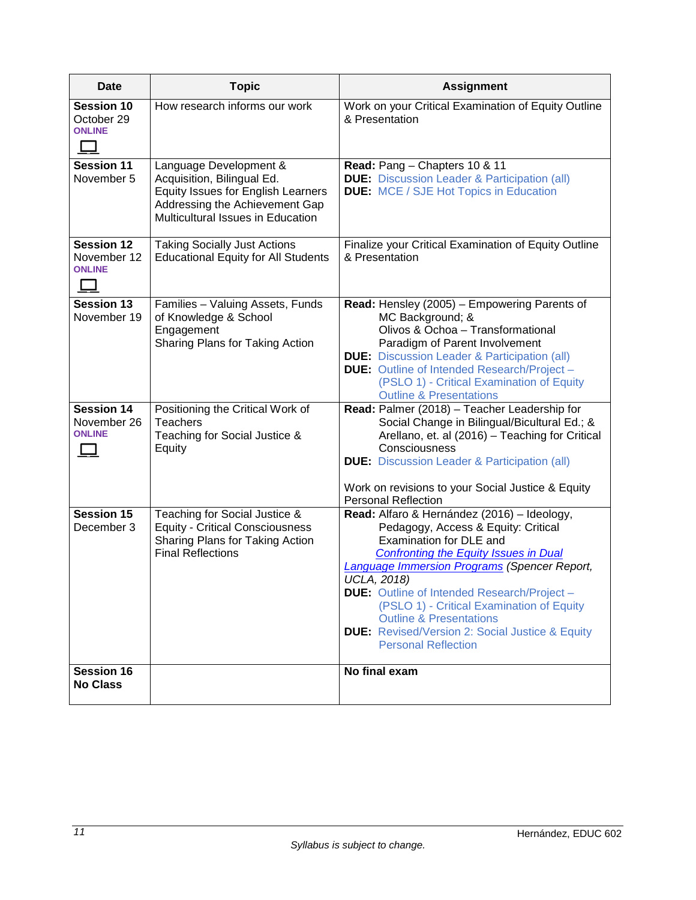| Date | Topic | Assignment |
|---|---|---|
| **Session 10** October 29 **ONLINE** | How research informs our work | Work on your Critical Examination of Equity Outline & Presentation |
| **Session 11** November 5 | Language Development & Acquisition, Bilingual Ed. Equity Issues for English Learners Addressing the Achievement Gap Multicultural Issues in Education | **Read:** Pang – Chapters 10 & 11 **DUE:** Discussion Leader & Participation (all) **DUE:** MCE / SJE Hot Topics in Education |
| **Session 12** November 12 **ONLINE** | Taking Socially Just Actions Educational Equity for All Students | Finalize your Critical Examination of Equity Outline & Presentation |
| **Session 13** November 19 | Families – Valuing Assets, Funds of Knowledge & School Engagement Sharing Plans for Taking Action | **Read:** Hensley (2005) – Empowering Parents of MC Background; & Olivos & Ochoa – Transformational Paradigm of Parent Involvement **DUE:** Discussion Leader & Participation (all) **DUE:** Outline of Intended Research/Project – (PSLO 1) - Critical Examination of Equity Outline & Presentations |
| **Session 14** November 26 **ONLINE** | Positioning the Critical Work of Teachers Teaching for Social Justice & Equity | **Read:** Palmer (2018) – Teacher Leadership for Social Change in Bilingual/Bicultural Ed.; & Arellano, et. al (2016) – Teaching for Critical Consciousness **DUE:** Discussion Leader & Participation (all) Work on revisions to your Social Justice & Equity Personal Reflection |
| **Session 15** December 3 | Teaching for Social Justice & Equity - Critical Consciousness Sharing Plans for Taking Action Final Reflections | **Read:** Alfaro & Hernández (2016) – Ideology, Pedagogy, Access & Equity: Critical Examination for DLE and *Confronting the Equity Issues in Dual Language Immersion Programs* *(Spencer Report, UCLA, 2018)* **DUE:** Outline of Intended Research/Project – (PSLO 1) - Critical Examination of Equity Outline & Presentations **DUE:** Revised/Version 2: Social Justice & Equity Personal Reflection |
| **Session 16 No Class** | | **No final exam** |

*Syllabus is subject to change.*